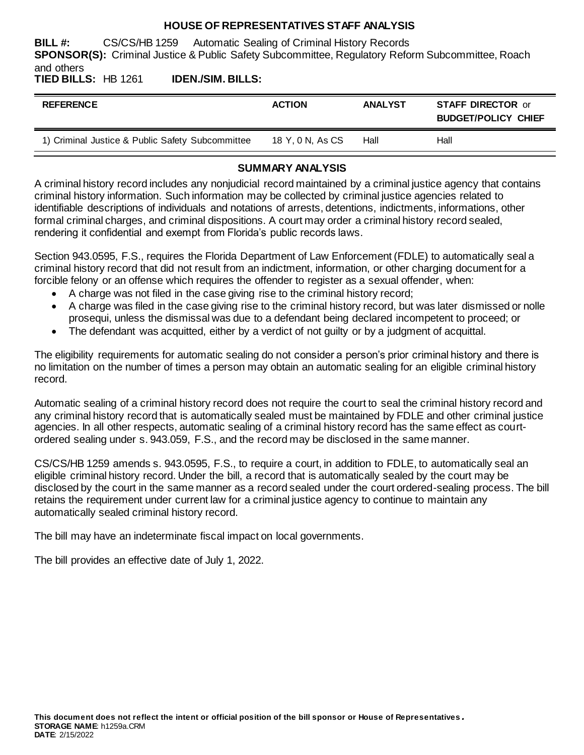# HOUSE OF REPRESENTATIVES STAFF ANALYSIS

**BILL #:** CS/CS/HB 1259 Automatic Sealing of Criminal History Records

**SPONSOR(S):** Criminal Justice & Public Safety Subcommittee, Regulatory Reform Subcommittee, Roach and others

**TIED BILLS:** HB 1261 **IDEN./SIM. BILLS:**

| REFERENCE | ACTION | ANALYST | STAFF DIRECTOR or BUDGET/POLICY CHIEF |
|---|---|---|---|
| 1) Criminal Justice & Public Safety Subcommittee | 18 Y, 0 N, As CS | Hall | Hall |

## SUMMARY ANALYSIS

A criminal history record includes any nonjudicial record maintained by a criminal justice agency that contains criminal history information. Such information may be collected by criminal justice agencies related to identifiable descriptions of individuals and notations of arrests, detentions, indictments, informations, other formal criminal charges, and criminal dispositions. A court may order a criminal history record sealed, rendering it confidential and exempt from Florida's public records laws.

Section 943.0595, F.S., requires the Florida Department of Law Enforcement (FDLE) to automatically seal a criminal history record that did not result from an indictment, information, or other charging document for a forcible felony or an offense which requires the offender to register as a sexual offender, when:

- A charge was not filed in the case giving rise to the criminal history record;
- A charge was filed in the case giving rise to the criminal history record, but was later dismissed or nolle prosequi, unless the dismissal was due to a defendant being declared incompetent to proceed; or
- The defendant was acquitted, either by a verdict of not guilty or by a judgment of acquittal.

The eligibility requirements for automatic sealing do not consider a person's prior criminal history and there is no limitation on the number of times a person may obtain an automatic sealing for an eligible criminal history record.

Automatic sealing of a criminal history record does not require the court to seal the criminal history record and any criminal history record that is automatically sealed must be maintained by FDLE and other criminal justice agencies. In all other respects, automatic sealing of a criminal history record has the same effect as court-ordered sealing under s. 943.059, F.S., and the record may be disclosed in the same manner.

CS/CS/HB 1259 amends s. 943.0595, F.S., to require a court, in addition to FDLE, to automatically seal an eligible criminal history record. Under the bill, a record that is automatically sealed by the court may be disclosed by the court in the same manner as a record sealed under the court ordered-sealing process. The bill retains the requirement under current law for a criminal justice agency to continue to maintain any automatically sealed criminal history record.

The bill may have an indeterminate fiscal impact on local governments.

The bill provides an effective date of July 1, 2022.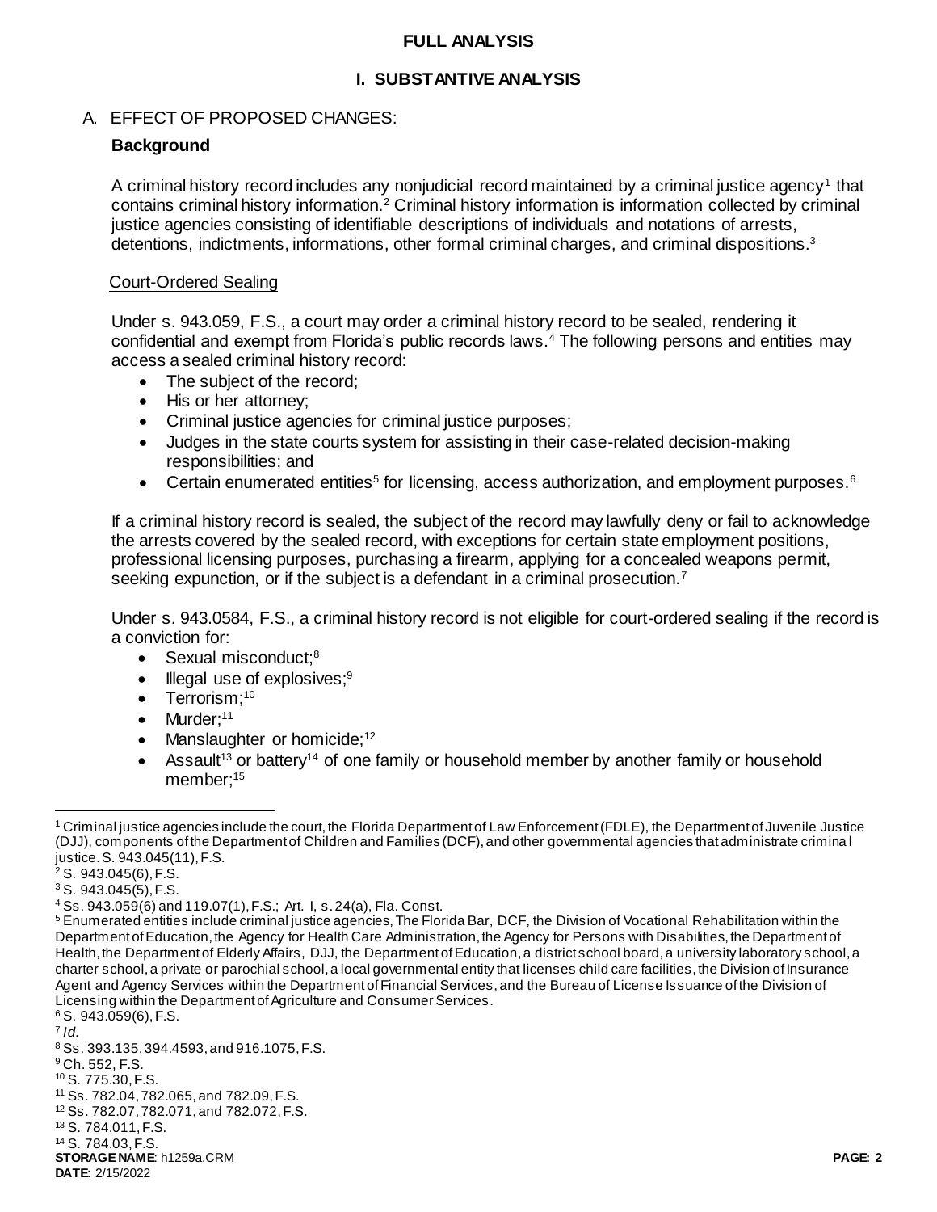# FULL ANALYSIS

## I. SUBSTANTIVE ANALYSIS

### A. EFFECT OF PROPOSED CHANGES:

**Background**

A criminal history record includes any nonjudicial record maintained by a criminal justice agency[1] that contains criminal history information.[2] Criminal history information is information collected by criminal justice agencies consisting of identifiable descriptions of individuals and notations of arrests, detentions, indictments, informations, other formal criminal charges, and criminal dispositions.[3]

Court-Ordered Sealing

Under s. 943.059, F.S., a court may order a criminal history record to be sealed, rendering it confidential and exempt from Florida's public records laws.[4] The following persons and entities may access a sealed criminal history record:

- The subject of the record;
- His or her attorney;
- Criminal justice agencies for criminal justice purposes;
- Judges in the state courts system for assisting in their case-related decision-making responsibilities; and
- Certain enumerated entities[5] for licensing, access authorization, and employment purposes.[6]

If a criminal history record is sealed, the subject of the record may lawfully deny or fail to acknowledge the arrests covered by the sealed record, with exceptions for certain state employment positions, professional licensing purposes, purchasing a firearm, applying for a concealed weapons permit, seeking expunction, or if the subject is a defendant in a criminal prosecution.[7]

Under s. 943.0584, F.S., a criminal history record is not eligible for court-ordered sealing if the record is a conviction for:

- Sexual misconduct;[8]
- Illegal use of explosives;[9]
- Terrorism;[10]
- Murder;[11]
- Manslaughter or homicide;[12]
- Assault[13] or battery[14] of one family or household member by another family or household member;[15]

---

[1] Criminal justice agencies include the court, the Florida Department of Law Enforcement (FDLE), the Department of Juvenile Justice (DJJ), components of the Department of Children and Families (DCF), and other governmental agencies that administrate criminal justice. S. 943.045(11), F.S.

[2] S. 943.045(6), F.S.

[3] S. 943.045(5), F.S.

[4] Ss. 943.059(6) and 119.07(1), F.S.; Art. I, s. 24(a), Fla. Const.

[5] Enumerated entities include criminal justice agencies, The Florida Bar, DCF, the Division of Vocational Rehabilitation within the Department of Education, the Agency for Health Care Administration, the Agency for Persons with Disabilities, the Department of Health, the Department of Elderly Affairs, DJJ, the Department of Education, a district school board, a university laboratory school, a charter school, a private or parochial school, a local governmental entity that licenses child care facilities, the Division of Insurance Agent and Agency Services within the Department of Financial Services, and the Bureau of License Issuance of the Division of Licensing within the Department of Agriculture and Consumer Services.

[6] S. 943.059(6), F.S.

[7] *Id.*

[8] Ss. 393.135, 394.4593, and 916.1075, F.S.

[9] Ch. 552, F.S.

[10] S. 775.30, F.S.

[11] Ss. 782.04, 782.065, and 782.09, F.S.

[12] Ss. 782.07, 782.071, and 782.072, F.S.

[13] S. 784.011, F.S.

[14] S. 784.03, F.S.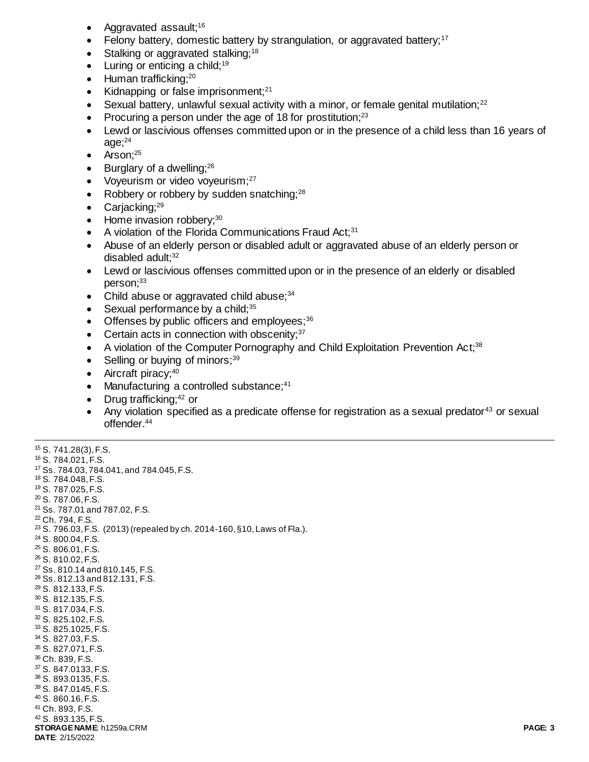- Aggravated assault;[16]
- Felony battery, domestic battery by strangulation, or aggravated battery;[17]
- Stalking or aggravated stalking;[18]
- Luring or enticing a child;[19]
- Human trafficking;[20]
- Kidnapping or false imprisonment;[21]
- Sexual battery, unlawful sexual activity with a minor, or female genital mutilation;[22]
- Procuring a person under the age of 18 for prostitution;[23]
- Lewd or lascivious offenses committed upon or in the presence of a child less than 16 years of age;[24]
- Arson;[25]
- Burglary of a dwelling;[26]
- Voyeurism or video voyeurism;[27]
- Robbery or robbery by sudden snatching;[28]
- Carjacking;[29]
- Home invasion robbery;[30]
- A violation of the Florida Communications Fraud Act;[31]
- Abuse of an elderly person or disabled adult or aggravated abuse of an elderly person or disabled adult;[32]
- Lewd or lascivious offenses committed upon or in the presence of an elderly or disabled person;[33]
- Child abuse or aggravated child abuse;[34]
- Sexual performance by a child;[35]
- Offenses by public officers and employees;[36]
- Certain acts in connection with obscenity;[37]
- A violation of the Computer Pornography and Child Exploitation Prevention Act;[38]
- Selling or buying of minors;[39]
- Aircraft piracy;[40]
- Manufacturing a controlled substance;[41]
- Drug trafficking;[42] or
- Any violation specified as a predicate offense for registration as a sexual predator[43] or sexual offender.[44]

---

[15] S. 741.28(3), F.S.
[16] S. 784.021, F.S.
[17] Ss. 784.03, 784.041, and 784.045, F.S.
[18] S. 784.048, F.S.
[19] S. 787.025, F.S.
[20] S. 787.06, F.S.
[21] Ss. 787.01 and 787.02, F.S.
[22] Ch. 794, F.S.
[23] S. 796.03, F.S. (2013) (repealed by ch. 2014-160, §10, Laws of Fla.).
[24] S. 800.04, F.S.
[25] S. 806.01, F.S.
[26] S. 810.02, F.S.
[27] Ss. 810.14 and 810.145, F.S.
[28] Ss. 812.13 and 812.131, F.S.
[29] S. 812.133, F.S.
[30] S. 812.135, F.S.
[31] S. 817.034, F.S.
[32] S. 825.102, F.S.
[33] S. 825.1025, F.S.
[34] S. 827.03, F.S.
[35] S. 827.071, F.S.
[36] Ch. 839, F.S.
[37] S. 847.0133, F.S.
[38] S. 893.0135, F.S.
[39] S. 847.0145, F.S.
[40] S. 860.16, F.S.
[41] Ch. 893, F.S.
[42] S. 893.135, F.S.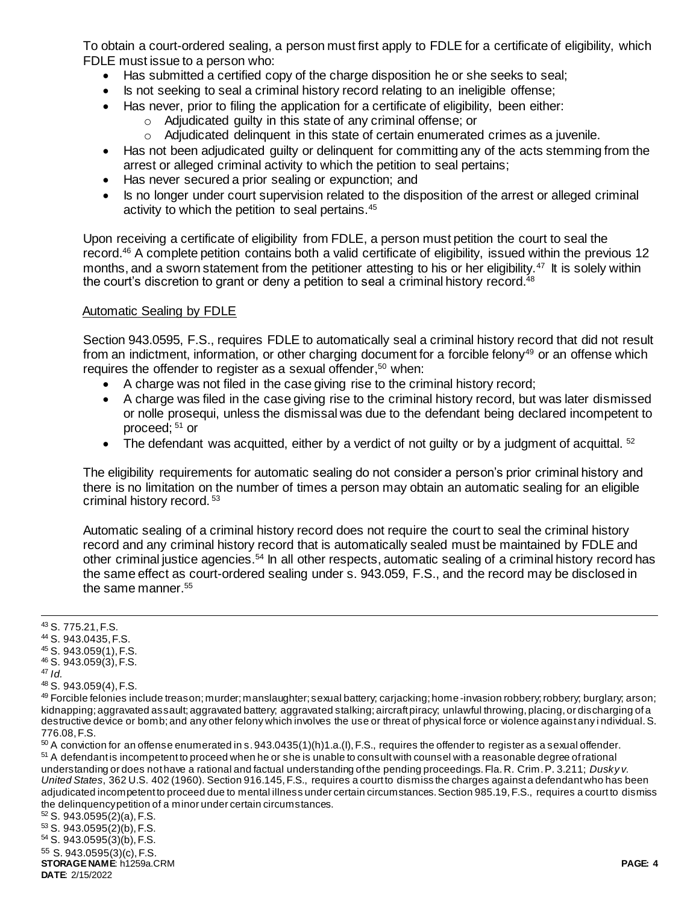To obtain a court-ordered sealing, a person must first apply to FDLE for a certificate of eligibility, which FDLE must issue to a person who:

- Has submitted a certified copy of the charge disposition he or she seeks to seal;
- Is not seeking to seal a criminal history record relating to an ineligible offense;
- Has never, prior to filing the application for a certificate of eligibility, been either:
  - Adjudicated guilty in this state of any criminal offense; or
  - Adjudicated delinquent in this state of certain enumerated crimes as a juvenile.
- Has not been adjudicated guilty or delinquent for committing any of the acts stemming from the arrest or alleged criminal activity to which the petition to seal pertains;
- Has never secured a prior sealing or expunction; and
- Is no longer under court supervision related to the disposition of the arrest or alleged criminal activity to which the petition to seal pertains.[45]

Upon receiving a certificate of eligibility from FDLE, a person must petition the court to seal the record.[46] A complete petition contains both a valid certificate of eligibility, issued within the previous 12 months, and a sworn statement from the petitioner attesting to his or her eligibility.[47] It is solely within the court's discretion to grant or deny a petition to seal a criminal history record.[48]

Automatic Sealing by FDLE

Section 943.0595, F.S., requires FDLE to automatically seal a criminal history record that did not result from an indictment, information, or other charging document for a forcible felony[49] or an offense which requires the offender to register as a sexual offender,[50] when:

- A charge was not filed in the case giving rise to the criminal history record;
- A charge was filed in the case giving rise to the criminal history record, but was later dismissed or nolle prosequi, unless the dismissal was due to the defendant being declared incompetent to proceed; [51] or
- The defendant was acquitted, either by a verdict of not guilty or by a judgment of acquittal. [52]

The eligibility requirements for automatic sealing do not consider a person's prior criminal history and there is no limitation on the number of times a person may obtain an automatic sealing for an eligible criminal history record. [53]

Automatic sealing of a criminal history record does not require the court to seal the criminal history record and any criminal history record that is automatically sealed must be maintained by FDLE and other criminal justice agencies.[54] In all other respects, automatic sealing of a criminal history record has the same effect as court-ordered sealing under s. 943.059, F.S., and the record may be disclosed in the same manner.[55]

---

[43] S. 775.21, F.S.
[44] S. 943.0435, F.S.
[45] S. 943.059(1), F.S.
[46] S. 943.059(3), F.S.
[47] *Id.*
[48] S. 943.059(4), F.S.
[49] Forcible felonies include treason; murder; manslaughter; sexual battery; carjacking; home-invasion robbery; robbery; burglary; arson; kidnapping; aggravated assault; aggravated battery; aggravated stalking; aircraft piracy; unlawful throwing, placing, or discharging of a destructive device or bomb; and any other felony which involves the use or threat of physical force or violence against any individual. S. 776.08, F.S.
[50] A conviction for an offense enumerated in s. 943.0435(1)(h)1.a.(I), F.S., requires the offender to register as a sexual offender.
[51] A defendant is incompetent to proceed when he or she is unable to consult with counsel with a reasonable degree of rational understanding or does not have a rational and factual understanding of the pending proceedings. Fla. R. Crim. P. 3.211; *Dusky v. United States*, 362 U.S. 402 (1960). Section 916.145, F.S., requires a court to dismiss the charges against a defendant who has been adjudicated incompetent to proceed due to mental illness under certain circumstances. Section 985.19, F.S., requires a court to dismiss the delinquency petition of a minor under certain circumstances.
[52] S. 943.0595(2)(a), F.S.
[53] S. 943.0595(2)(b), F.S.
[54] S. 943.0595(3)(b), F.S.
[55] S. 943.0595(3)(c), F.S.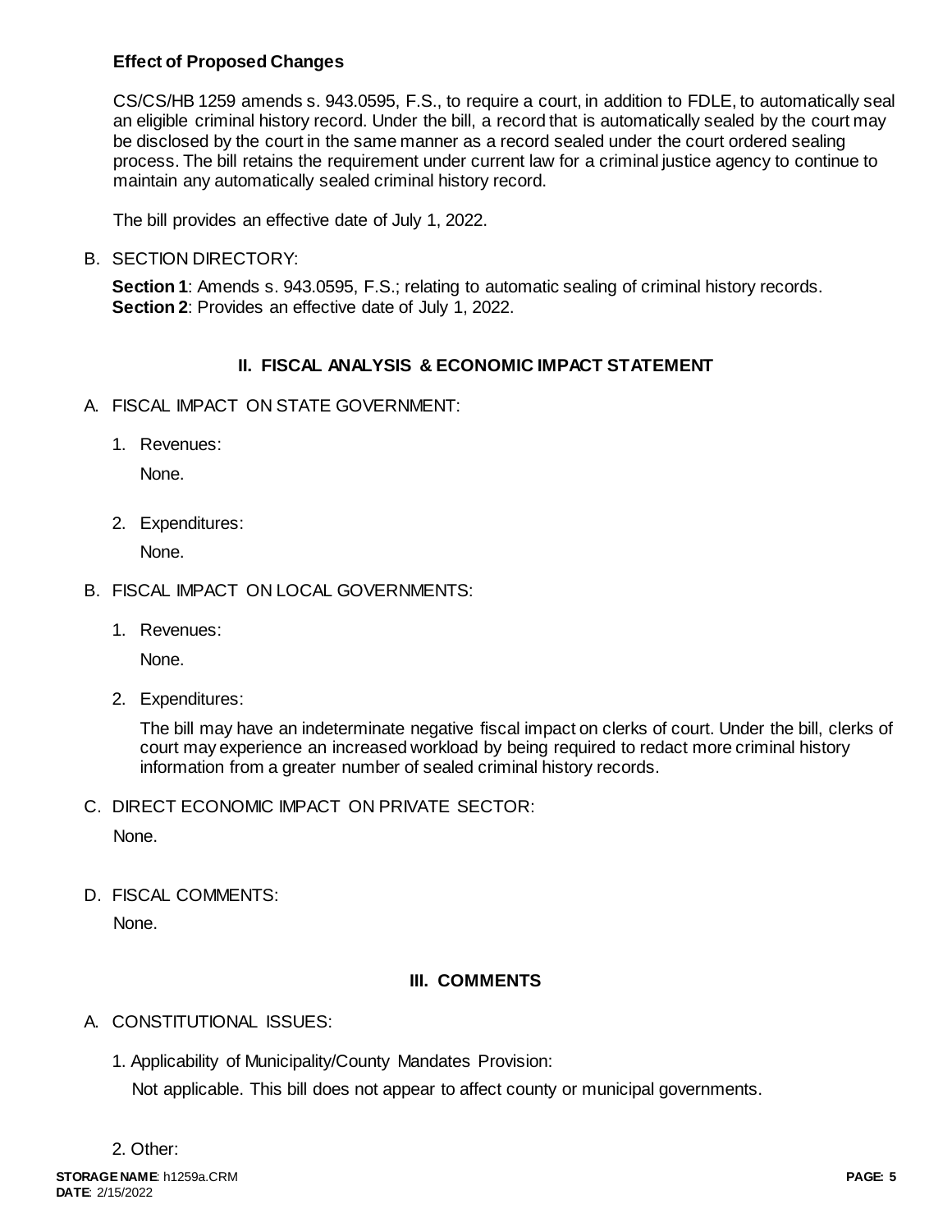**Effect of Proposed Changes**

CS/CS/HB 1259 amends s. 943.0595, F.S., to require a court, in addition to FDLE, to automatically seal an eligible criminal history record. Under the bill, a record that is automatically sealed by the court may be disclosed by the court in the same manner as a record sealed under the court ordered sealing process. The bill retains the requirement under current law for a criminal justice agency to continue to maintain any automatically sealed criminal history record.

The bill provides an effective date of July 1, 2022.

B. SECTION DIRECTORY:

**Section 1**: Amends s. 943.0595, F.S.; relating to automatic sealing of criminal history records.
**Section 2**: Provides an effective date of July 1, 2022.

## II. FISCAL ANALYSIS & ECONOMIC IMPACT STATEMENT

A. FISCAL IMPACT ON STATE GOVERNMENT:

1. Revenues:

   None.

2. Expenditures:

   None.

B. FISCAL IMPACT ON LOCAL GOVERNMENTS:

1. Revenues:

   None.

2. Expenditures:

   The bill may have an indeterminate negative fiscal impact on clerks of court. Under the bill, clerks of court may experience an increased workload by being required to redact more criminal history information from a greater number of sealed criminal history records.

C. DIRECT ECONOMIC IMPACT ON PRIVATE SECTOR:

None.

D. FISCAL COMMENTS:

None.

## III. COMMENTS

A. CONSTITUTIONAL ISSUES:

1. Applicability of Municipality/County Mandates Provision:

   Not applicable. This bill does not appear to affect county or municipal governments.

2. Other: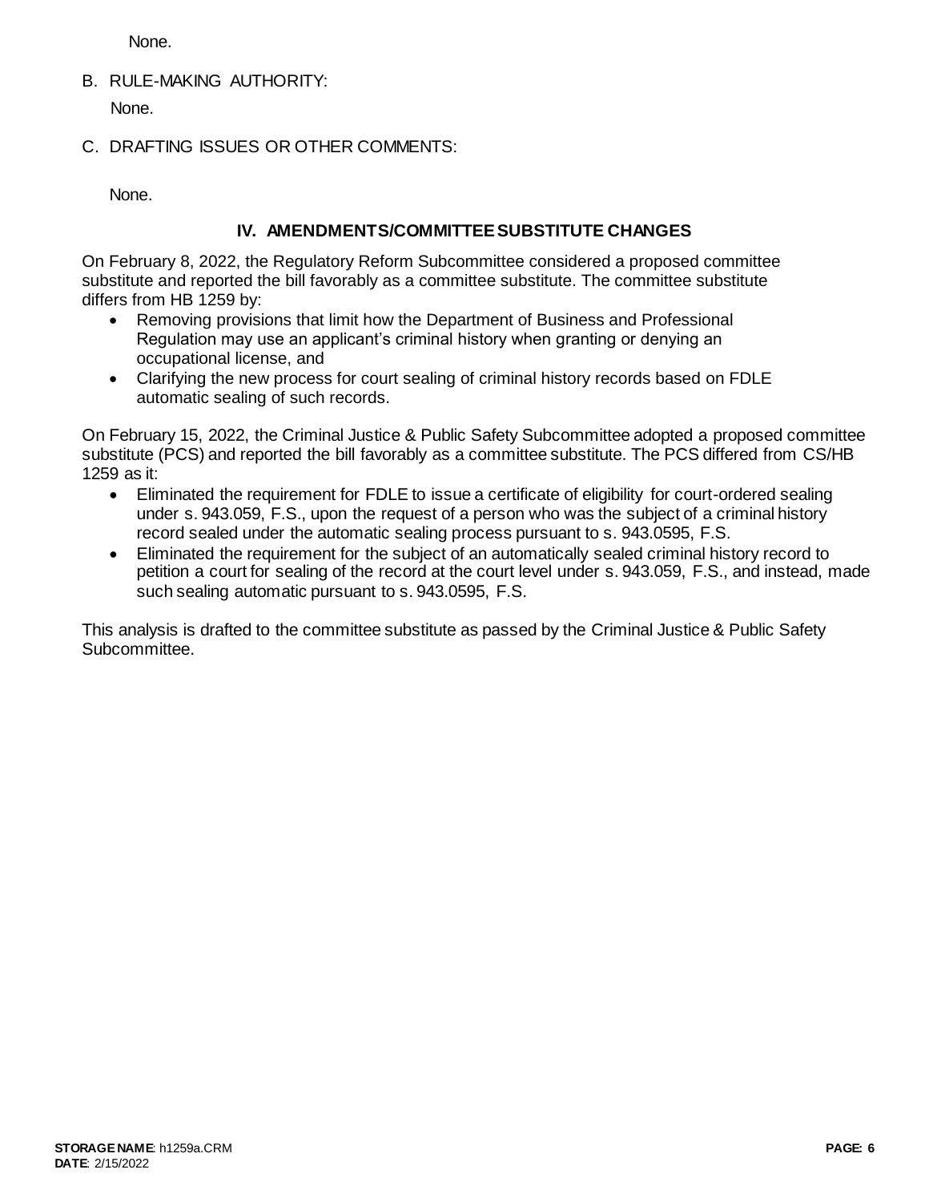None.

B. RULE-MAKING AUTHORITY:

None.

C. DRAFTING ISSUES OR OTHER COMMENTS:

None.

## IV. AMENDMENTS/COMMITTEE SUBSTITUTE CHANGES

On February 8, 2022, the Regulatory Reform Subcommittee considered a proposed committee substitute and reported the bill favorably as a committee substitute. The committee substitute differs from HB 1259 by:

- Removing provisions that limit how the Department of Business and Professional Regulation may use an applicant's criminal history when granting or denying an occupational license, and
- Clarifying the new process for court sealing of criminal history records based on FDLE automatic sealing of such records.

On February 15, 2022, the Criminal Justice & Public Safety Subcommittee adopted a proposed committee substitute (PCS) and reported the bill favorably as a committee substitute. The PCS differed from CS/HB 1259 as it:

- Eliminated the requirement for FDLE to issue a certificate of eligibility for court-ordered sealing under s. 943.059, F.S., upon the request of a person who was the subject of a criminal history record sealed under the automatic sealing process pursuant to s. 943.0595, F.S.
- Eliminated the requirement for the subject of an automatically sealed criminal history record to petition a court for sealing of the record at the court level under s. 943.059, F.S., and instead, made such sealing automatic pursuant to s. 943.0595, F.S.

This analysis is drafted to the committee substitute as passed by the Criminal Justice & Public Safety Subcommittee.